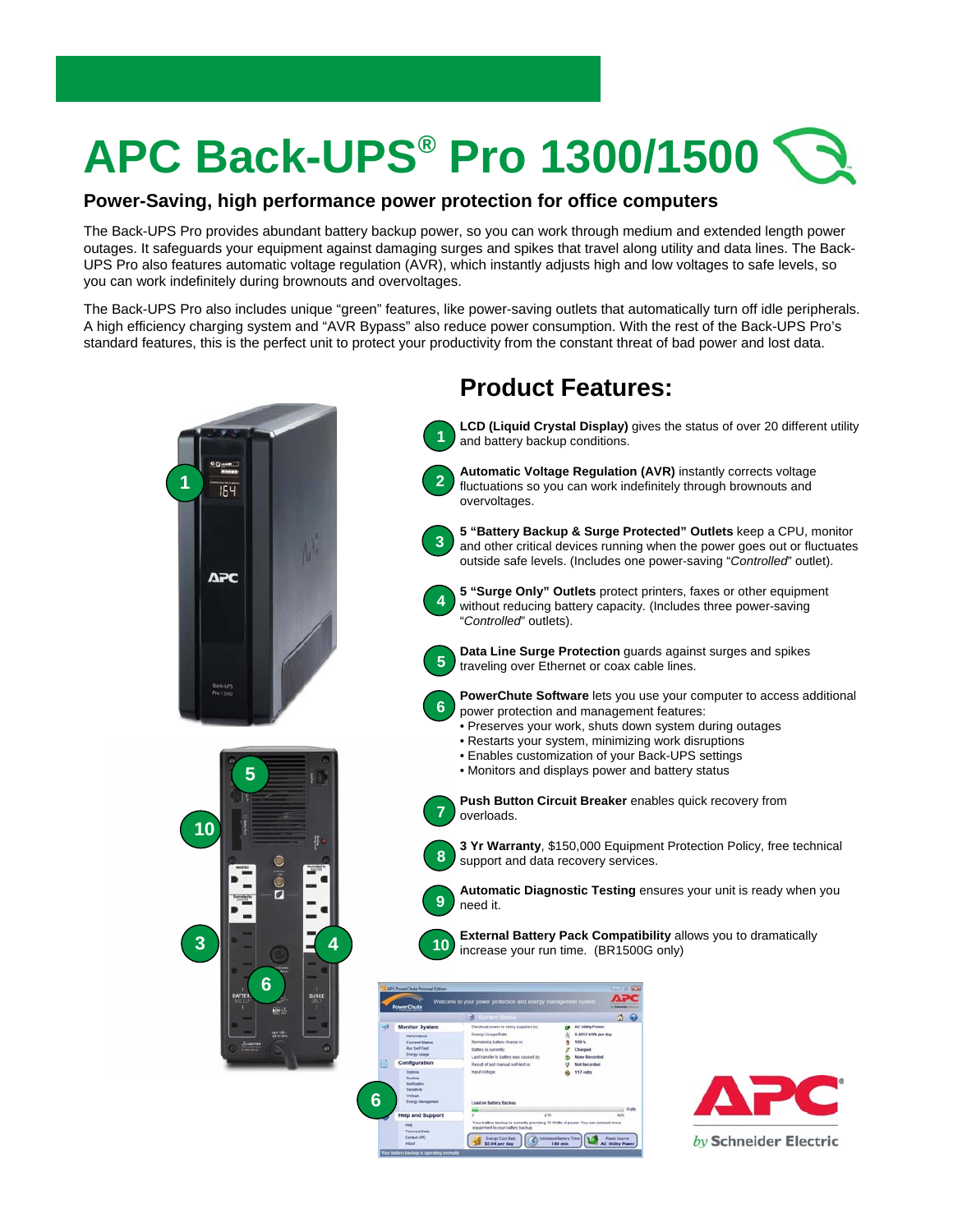# APC Back-UPS® Pro 1300/1500

## Power-Saving, high performance power protection for office computers

The Back-UPS Pro provides abundant battery backup power, so you can work through medium and extended length power outages. It safeguards your equipment against damaging surges and spikes that travel along utility and data lines. The Back-UPS Pro also features automatic voltage regulation (AVR), which instantly adjusts high and low voltages to safe levels, so you can work indefinitely during brownouts and overvoltages.

The Back-UPS Pro also includes unique "green" features, like power-saving outlets that automatically turn off idle peripherals. A high efficiency charging system and "AVR Bypass" also reduce power consumption. With the rest of the Back-UPS Pro's standard features, this is the perfect unit to protect your productivity from the constant threat of bad power and lost data.

## Product Features:

1. **LCD (Liquid Crystal Display)** gives the status of over 20 different utility and battery backup conditions.
2. **Automatic Voltage Regulation (AVR)** instantly corrects voltage fluctuations so you can work indefinitely through brownouts and overvoltages.
3. **5 "Battery Backup & Surge Protected" Outlets** keep a CPU, monitor and other critical devices running when the power goes out or fluctuates outside safe levels. (Includes one power-saving "*Controlled*" outlet).
4. **5 "Surge Only" Outlets** protect printers, faxes or other equipment without reducing battery capacity. (Includes three power-saving "*Controlled*" outlets).
5. **Data Line Surge Protection** guards against surges and spikes traveling over Ethernet or coax cable lines.
6. **PowerChute Software** lets you use your computer to access additional power protection and management features:
   - Preserves your work, shuts down system during outages
   - Restarts your system, minimizing work disruptions
   - Enables customization of your Back-UPS settings
   - Monitors and displays power and battery status
7. **Push Button Circuit Breaker** enables quick recovery from overloads.
8. **3 Yr Warranty**, $150,000 Equipment Protection Policy, free technical support and data recovery services.
9. **Automatic Diagnostic Testing** ensures your unit is ready when you need it.
10. **External Battery Pack Compatibility** allows you to dramatically increase your run time. (BR1500G only)

APC by Schneider Electric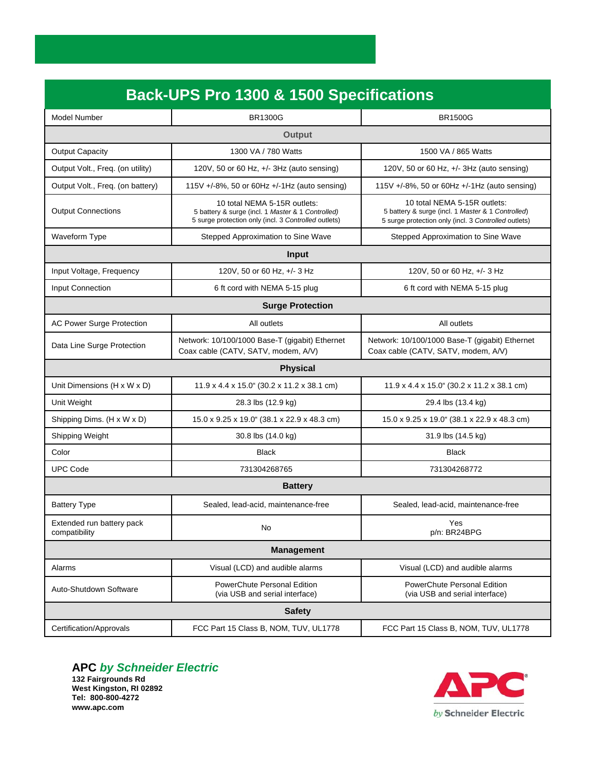# Back-UPS Pro 1300 & 1500 Specifications

| Model Number | BR1300G | BR1500G |
| --- | --- | --- |
| **Output** | | |
| Output Capacity | 1300 VA / 780 Watts | 1500 VA / 865 Watts |
| Output Volt., Freq. (on utility) | 120V, 50 or 60 Hz, +/- 3Hz (auto sensing) | 120V, 50 or 60 Hz, +/- 3Hz (auto sensing) |
| Output Volt., Freq. (on battery) | 115V +/-8%, 50 or 60Hz +/-1Hz (auto sensing) | 115V +/-8%, 50 or 60Hz +/-1Hz (auto sensing) |
| Output Connections | 10 total NEMA 5-15R outlets:<br>5 battery & surge (incl. 1 *Master* & 1 *Controlled*)<br>5 surge protection only (incl. 3 *Controlled* outlets) | 10 total NEMA 5-15R outlets:<br>5 battery & surge (incl. 1 *Master* & 1 *Controlled*)<br>5 surge protection only (incl. 3 *Controlled* outlets) |
| Waveform Type | Stepped Approximation to Sine Wave | Stepped Approximation to Sine Wave |
| **Input** | | |
| Input Voltage, Frequency | 120V, 50 or 60 Hz, +/- 3 Hz | 120V, 50 or 60 Hz, +/- 3 Hz |
| Input Connection | 6 ft cord with NEMA 5-15 plug | 6 ft cord with NEMA 5-15 plug |
| **Surge Protection** | | |
| AC Power Surge Protection | All outlets | All outlets |
| Data Line Surge Protection | Network: 10/100/1000 Base-T (gigabit) Ethernet<br>Coax cable (CATV, SATV, modem, A/V) | Network: 10/100/1000 Base-T (gigabit) Ethernet<br>Coax cable (CATV, SATV, modem, A/V) |
| **Physical** | | |
| Unit Dimensions (H x W x D) | 11.9 x 4.4 x 15.0" (30.2 x 11.2 x 38.1 cm) | 11.9 x 4.4 x 15.0" (30.2 x 11.2 x 38.1 cm) |
| Unit Weight | 28.3 lbs (12.9 kg) | 29.4 lbs (13.4 kg) |
| Shipping Dims. (H x W x D) | 15.0 x 9.25 x 19.0" (38.1 x 22.9 x 48.3 cm) | 15.0 x 9.25 x 19.0" (38.1 x 22.9 x 48.3 cm) |
| Shipping Weight | 30.8 lbs (14.0 kg) | 31.9 lbs (14.5 kg) |
| Color | Black | Black |
| UPC Code | 731304268765 | 731304268772 |
| **Battery** | | |
| Battery Type | Sealed, lead-acid, maintenance-free | Sealed, lead-acid, maintenance-free |
| Extended run battery pack compatibility | No | Yes<br>p/n: BR24BPG |
| **Management** | | |
| Alarms | Visual (LCD) and audible alarms | Visual (LCD) and audible alarms |
| Auto-Shutdown Software | PowerChute Personal Edition<br>(via USB and serial interface) | PowerChute Personal Edition<br>(via USB and serial interface) |
| **Safety** | | |
| Certification/Approvals | FCC Part 15 Class B, NOM, TUV, UL1778 | FCC Part 15 Class B, NOM, TUV, UL1778 |

**APC** ***by Schneider Electric***
**132 Fairgrounds Rd**
**West Kingston, RI 02892**
**Tel: 800-800-4272**
**www.apc.com**

APC by Schneider Electric